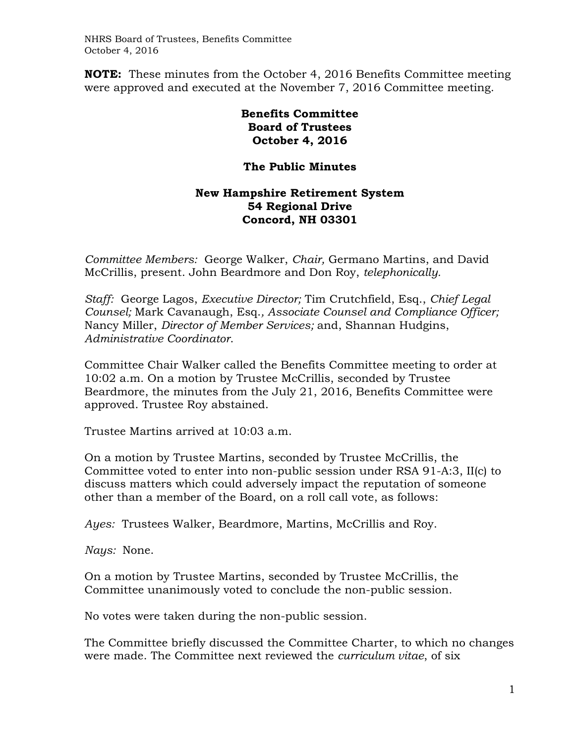**NOTE:** These minutes from the October 4, 2016 Benefits Committee meeting were approved and executed at the November 7, 2016 Committee meeting.

# Benefits Committee
# Board of Trustees
# October 4, 2016

## The Public Minutes

## New Hampshire Retirement System
## 54 Regional Drive
## Concord, NH 03301

*Committee Members:* George Walker, *Chair,* Germano Martins, and David McCrillis, present. John Beardmore and Don Roy, *telephonically.*

*Staff:* George Lagos, *Executive Director;* Tim Crutchfield, Esq., *Chief Legal Counsel;* Mark Cavanaugh, Esq.*, Associate Counsel and Compliance Officer;* Nancy Miller, *Director of Member Services;* and, Shannan Hudgins, *Administrative Coordinator*.

Committee Chair Walker called the Benefits Committee meeting to order at 10:02 a.m. On a motion by Trustee McCrillis, seconded by Trustee Beardmore, the minutes from the July 21, 2016, Benefits Committee were approved. Trustee Roy abstained.

Trustee Martins arrived at 10:03 a.m.

On a motion by Trustee Martins, seconded by Trustee McCrillis, the Committee voted to enter into non-public session under RSA 91-A:3, II(c) to discuss matters which could adversely impact the reputation of someone other than a member of the Board, on a roll call vote, as follows:

*Ayes:* Trustees Walker, Beardmore, Martins, McCrillis and Roy.

*Nays:* None.

On a motion by Trustee Martins, seconded by Trustee McCrillis, the Committee unanimously voted to conclude the non-public session.

No votes were taken during the non-public session.

The Committee briefly discussed the Committee Charter, to which no changes were made. The Committee next reviewed the *curriculum vitae*, of six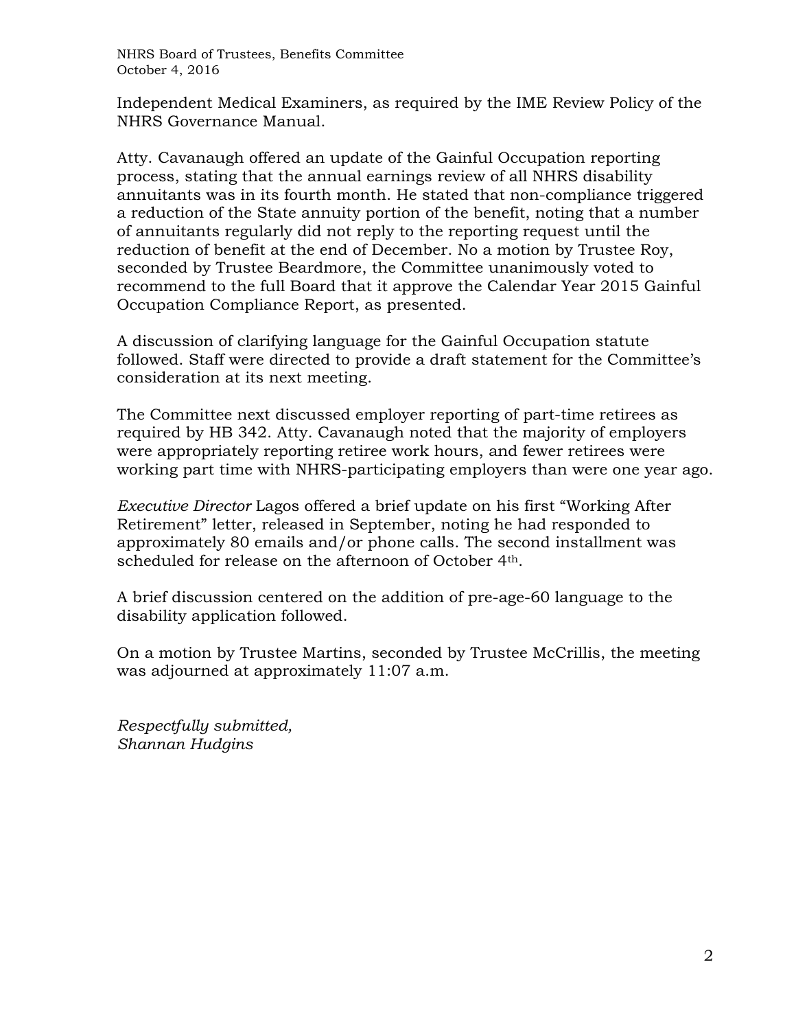Independent Medical Examiners, as required by the IME Review Policy of the NHRS Governance Manual.

Atty. Cavanaugh offered an update of the Gainful Occupation reporting process, stating that the annual earnings review of all NHRS disability annuitants was in its fourth month. He stated that non-compliance triggered a reduction of the State annuity portion of the benefit, noting that a number of annuitants regularly did not reply to the reporting request until the reduction of benefit at the end of December. No a motion by Trustee Roy, seconded by Trustee Beardmore, the Committee unanimously voted to recommend to the full Board that it approve the Calendar Year 2015 Gainful Occupation Compliance Report, as presented.

A discussion of clarifying language for the Gainful Occupation statute followed. Staff were directed to provide a draft statement for the Committee's consideration at its next meeting.

The Committee next discussed employer reporting of part-time retirees as required by HB 342. Atty. Cavanaugh noted that the majority of employers were appropriately reporting retiree work hours, and fewer retirees were working part time with NHRS-participating employers than were one year ago.

*Executive Director* Lagos offered a brief update on his first "Working After Retirement" letter, released in September, noting he had responded to approximately 80 emails and/or phone calls. The second installment was scheduled for release on the afternoon of October 4th.

A brief discussion centered on the addition of pre-age-60 language to the disability application followed.

On a motion by Trustee Martins, seconded by Trustee McCrillis, the meeting was adjourned at approximately 11:07 a.m.

*Respectfully submitted,*
*Shannan Hudgins*